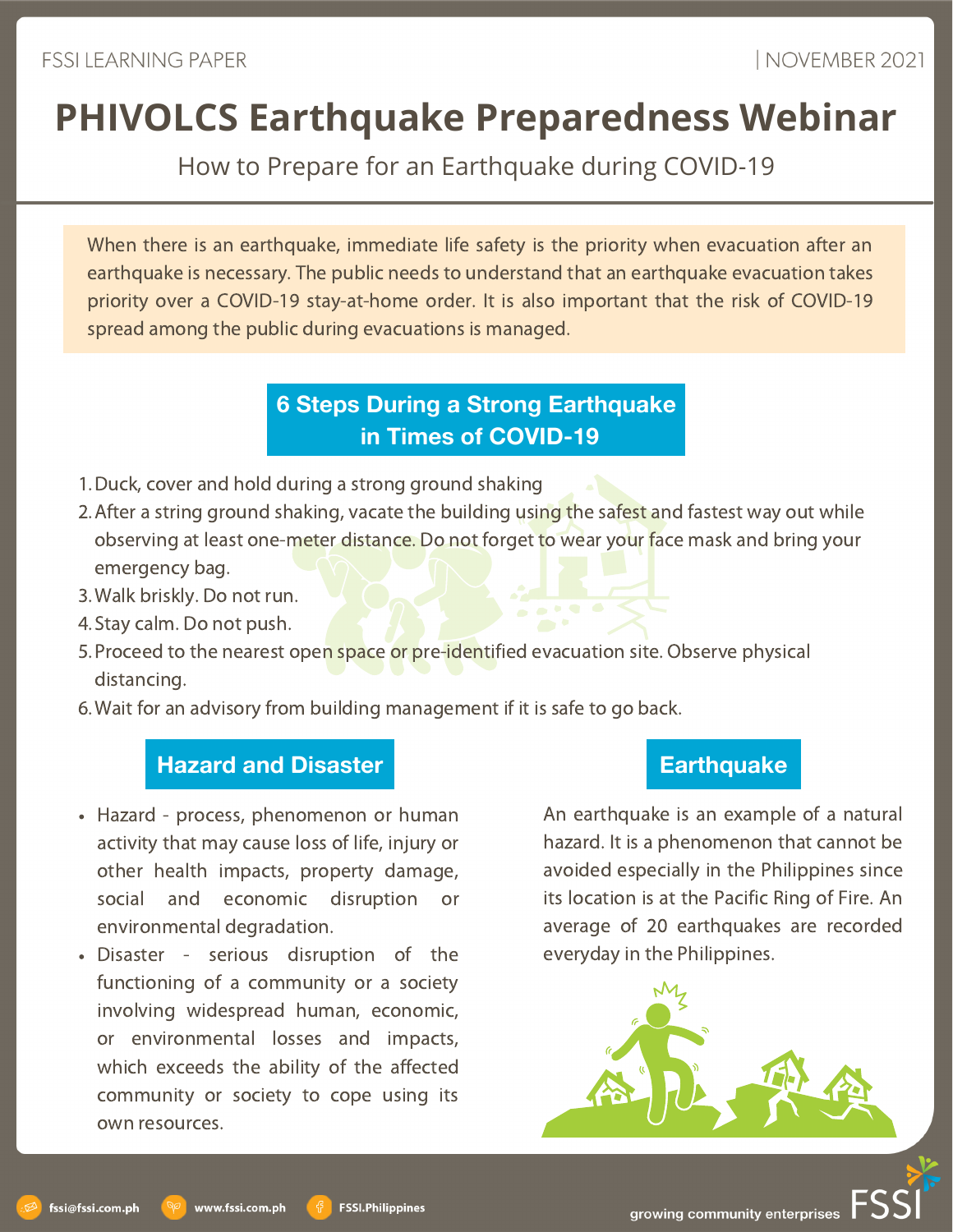FSSI LEARNING PAPER | NOVEMBER 2021

# PHIVOLCS Earthquake Preparedness Webinar

## How to Prepare for an Earthquake during COVID-19

When there is an earthquake, immediate life safety is the priority when evacuation after an earthquake is necessary. The public needs to understand that an earthquake evacuation takes priority over a COVID-19 stay-at-home order. It is also important that the risk of COVID-19 spread among the public during evacuations is managed.

### 6 Steps During a Strong Earthquake in Times of COVID-19

1. Duck, cover and hold during a strong ground shaking
2. After a string ground shaking, vacate the building using the safest and fastest way out while observing at least one-meter distance. Do not forget to wear your face mask and bring your emergency bag.
3. Walk briskly. Do not run.
4. Stay calm. Do not push.
5. Proceed to the nearest open space or pre-identified evacuation site. Observe physical distancing.
6. Wait for an advisory from building management if it is safe to go back.

### Hazard and Disaster

- Hazard - process, phenomenon or human activity that may cause loss of life, injury or other health impacts, property damage, social and economic disruption or environmental degradation.
- Disaster - serious disruption of the functioning of a community or a society involving widespread human, economic, or environmental losses and impacts, which exceeds the ability of the affected community or society to cope using its own resources.

### Earthquake

An earthquake is an example of a natural hazard. It is a phenomenon that cannot be avoided especially in the Philippines since its location is at the Pacific Ring of Fire. An average of 20 earthquakes are recorded everyday in the Philippines.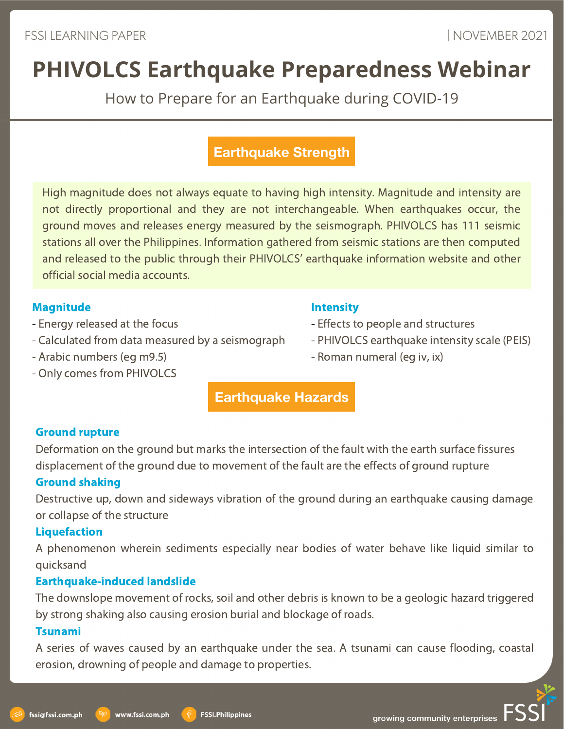# PHIVOLCS Earthquake Preparedness Webinar

How to Prepare for an Earthquake during COVID-19

## Earthquake Strength

High magnitude does not always equate to having high intensity. Magnitude and intensity are not directly proportional and they are not interchangeable. When earthquakes occur, the ground moves and releases energy measured by the seismograph. PHIVOLCS has 111 seismic stations all over the Philippines. Information gathered from seismic stations are then computed and released to the public through their PHIVOLCS' earthquake information website and other official social media accounts.

### Magnitude

- Energy released at the focus
- Calculated from data measured by a seismograph
- Arabic numbers (eg m9.5)
- Only comes from PHIVOLCS

### Intensity

- Effects to people and structures
- PHIVOLCS earthquake intensity scale (PEIS)
- Roman numeral (eg iv, ix)

## Earthquake Hazards

### Ground rupture

Deformation on the ground but marks the intersection of the fault with the earth surface fissures displacement of the ground due to movement of the fault are the effects of ground rupture

### Ground shaking

Destructive up, down and sideways vibration of the ground during an earthquake causing damage or collapse of the structure

### Liquefaction

A phenomenon wherein sediments especially near bodies of water behave like liquid similar to quicksand

### Earthquake-induced landslide

The downslope movement of rocks, soil and other debris is known to be a geologic hazard triggered by strong shaking also causing erosion burial and blockage of roads.

### Tsunami

A series of waves caused by an earthquake under the sea. A tsunami can cause flooding, coastal erosion, drowning of people and damage to properties.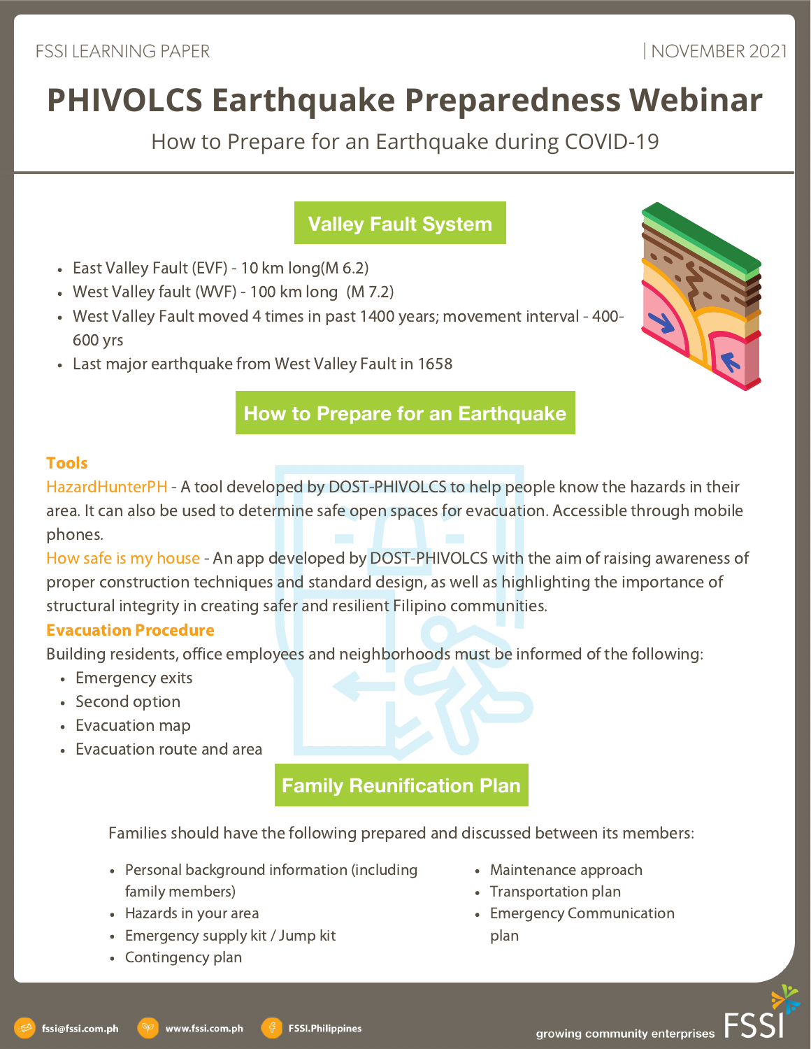# PHIVOLCS Earthquake Preparedness Webinar

How to Prepare for an Earthquake during COVID-19

## Valley Fault System

- East Valley Fault (EVF) - 10 km long(M 6.2)
- West Valley fault (WVF) - 100 km long (M 7.2)
- West Valley Fault moved 4 times in past 1400 years; movement interval - 400-600 yrs
- Last major earthquake from West Valley Fault in 1658

## How to Prepare for an Earthquake

### Tools

HazardHunterPH - A tool developed by DOST-PHIVOLCS to help people know the hazards in their area. It can also be used to determine safe open spaces for evacuation. Accessible through mobile phones.

How safe is my house - An app developed by DOST-PHIVOLCS with the aim of raising awareness of proper construction techniques and standard design, as well as highlighting the importance of structural integrity in creating safer and resilient Filipino communities.

### Evacuation Procedure

Building residents, office employees and neighborhoods must be informed of the following:

- Emergency exits
- Second option
- Evacuation map
- Evacuation route and area

## Family Reunification Plan

Families should have the following prepared and discussed between its members:

- Personal background information (including family members)
- Hazards in your area
- Emergency supply kit / Jump kit
- Contingency plan
- Maintenance approach
- Transportation plan
- Emergency Communication plan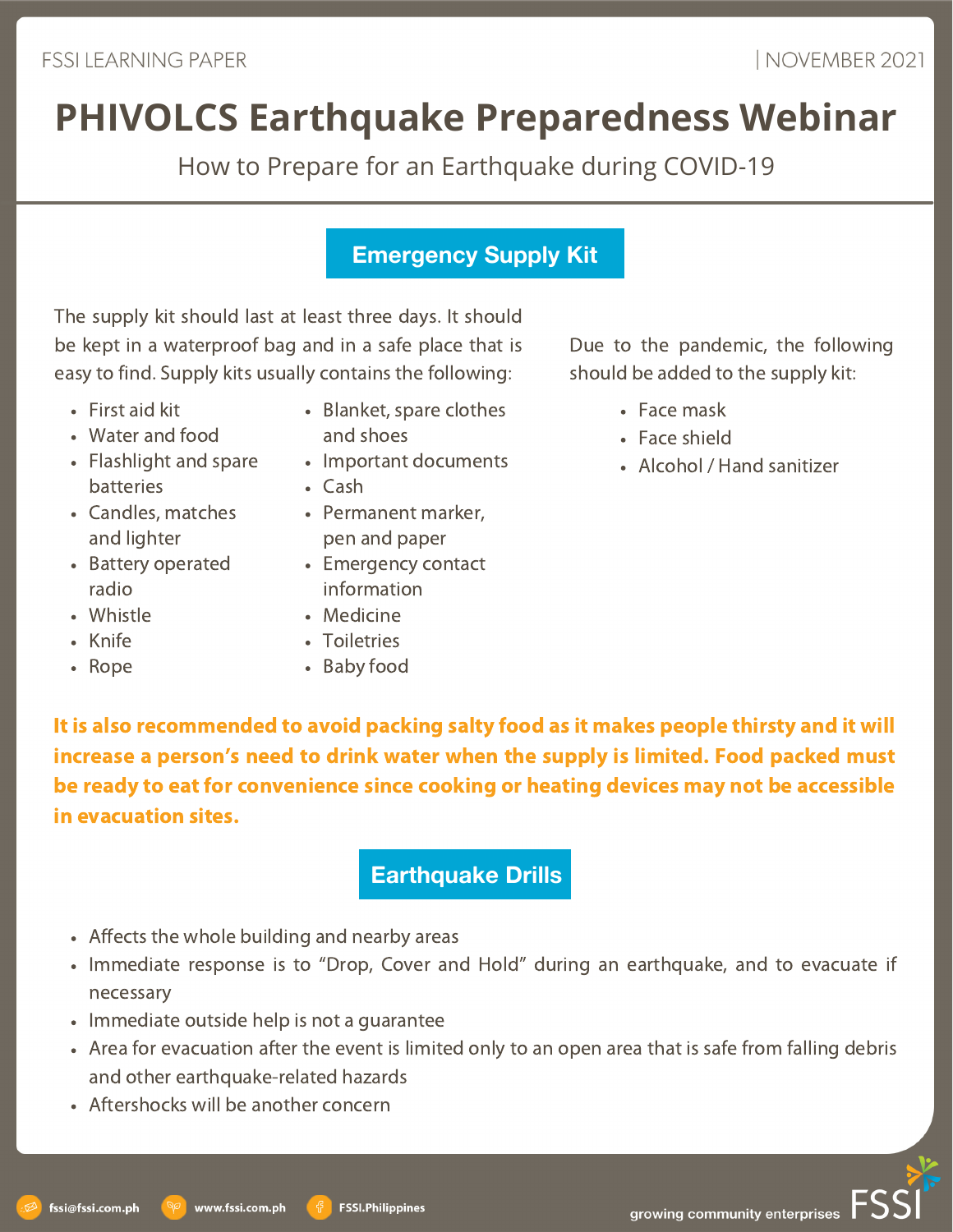# PHIVOLCS Earthquake Preparedness Webinar

How to Prepare for an Earthquake during COVID-19

## Emergency Supply Kit

The supply kit should last at least three days. It should be kept in a waterproof bag and in a safe place that is easy to find. Supply kits usually contains the following:

- First aid kit
- Water and food
- Flashlight and spare batteries
- Candles, matches and lighter
- Battery operated radio
- Whistle
- Knife
- Rope
- Blanket, spare clothes and shoes
- Important documents
- Cash
- Permanent marker, pen and paper
- Emergency contact information
- Medicine
- Toiletries
- Baby food

Due to the pandemic, the following should be added to the supply kit:

- Face mask
- Face shield
- Alcohol / Hand sanitizer

**It is also recommended to avoid packing salty food as it makes people thirsty and it will increase a person's need to drink water when the supply is limited. Food packed must be ready to eat for convenience since cooking or heating devices may not be accessible in evacuation sites.**

## Earthquake Drills

- Affects the whole building and nearby areas
- Immediate response is to "Drop, Cover and Hold" during an earthquake, and to evacuate if necessary
- Immediate outside help is not a guarantee
- Area for evacuation after the event is limited only to an open area that is safe from falling debris and other earthquake-related hazards
- Aftershocks will be another concern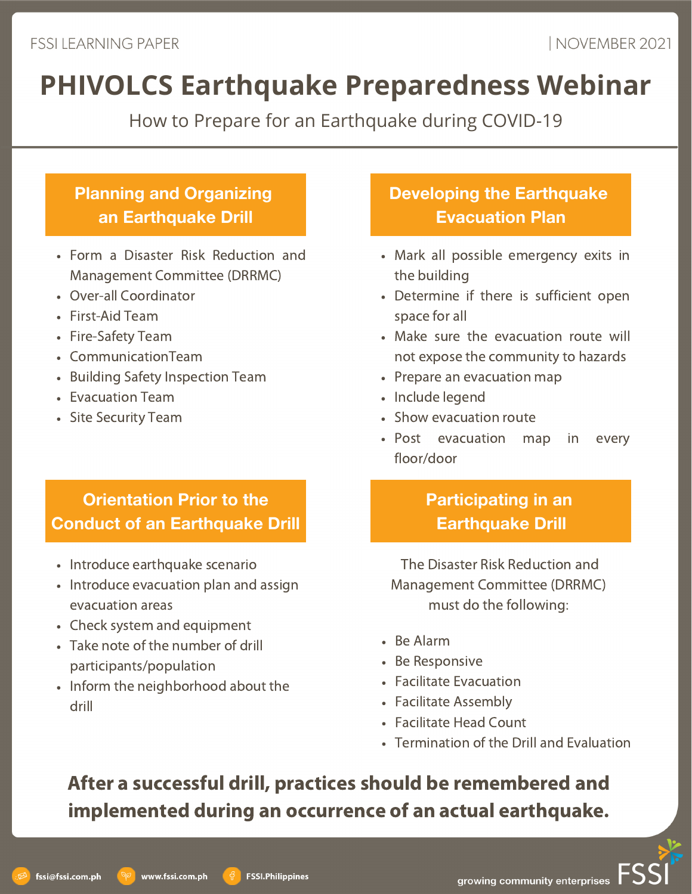# PHIVOLCS Earthquake Preparedness Webinar

How to Prepare for an Earthquake during COVID-19

## Planning and Organizing an Earthquake Drill

- Form a Disaster Risk Reduction and Management Committee (DRRMC)
- Over-all Coordinator
- First-Aid Team
- Fire-Safety Team
- CommunicationTeam
- Building Safety Inspection Team
- Evacuation Team
- Site Security Team

## Developing the Earthquake Evacuation Plan

- Mark all possible emergency exits in the building
- Determine if there is sufficient open space for all
- Make sure the evacuation route will not expose the community to hazards
- Prepare an evacuation map
- Include legend
- Show evacuation route
- Post evacuation map in every floor/door

## Orientation Prior to the Conduct of an Earthquake Drill

- Introduce earthquake scenario
- Introduce evacuation plan and assign evacuation areas
- Check system and equipment
- Take note of the number of drill participants/population
- Inform the neighborhood about the drill

## Participating in an Earthquake Drill

The Disaster Risk Reduction and Management Committee (DRRMC) must do the following:

- Be Alarm
- Be Responsive
- Facilitate Evacuation
- Facilitate Assembly
- Facilitate Head Count
- Termination of the Drill and Evaluation

**After a successful drill, practices should be remembered and implemented during an occurrence of an actual earthquake.**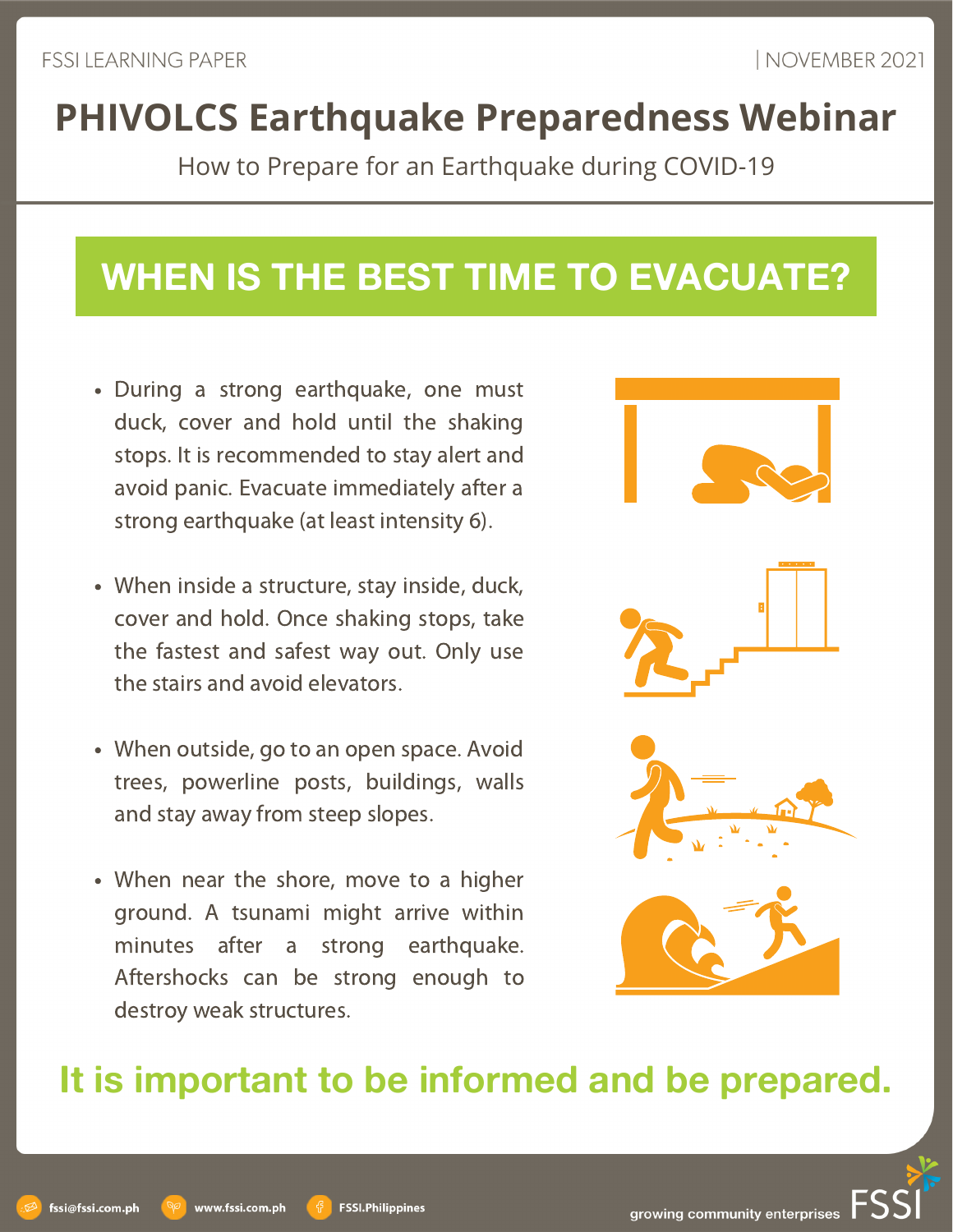# PHIVOLCS Earthquake Preparedness Webinar

How to Prepare for an Earthquake during COVID-19

## WHEN IS THE BEST TIME TO EVACUATE?

- During a strong earthquake, one must duck, cover and hold until the shaking stops. It is recommended to stay alert and avoid panic. Evacuate immediately after a strong earthquake (at least intensity 6).
- When inside a structure, stay inside, duck, cover and hold. Once shaking stops, take the fastest and safest way out. Only use the stairs and avoid elevators.
- When outside, go to an open space. Avoid trees, powerline posts, buildings, walls and stay away from steep slopes.
- When near the shore, move to a higher ground. A tsunami might arrive within minutes after a strong earthquake. Aftershocks can be strong enough to destroy weak structures.

**It is important to be informed and be prepared.**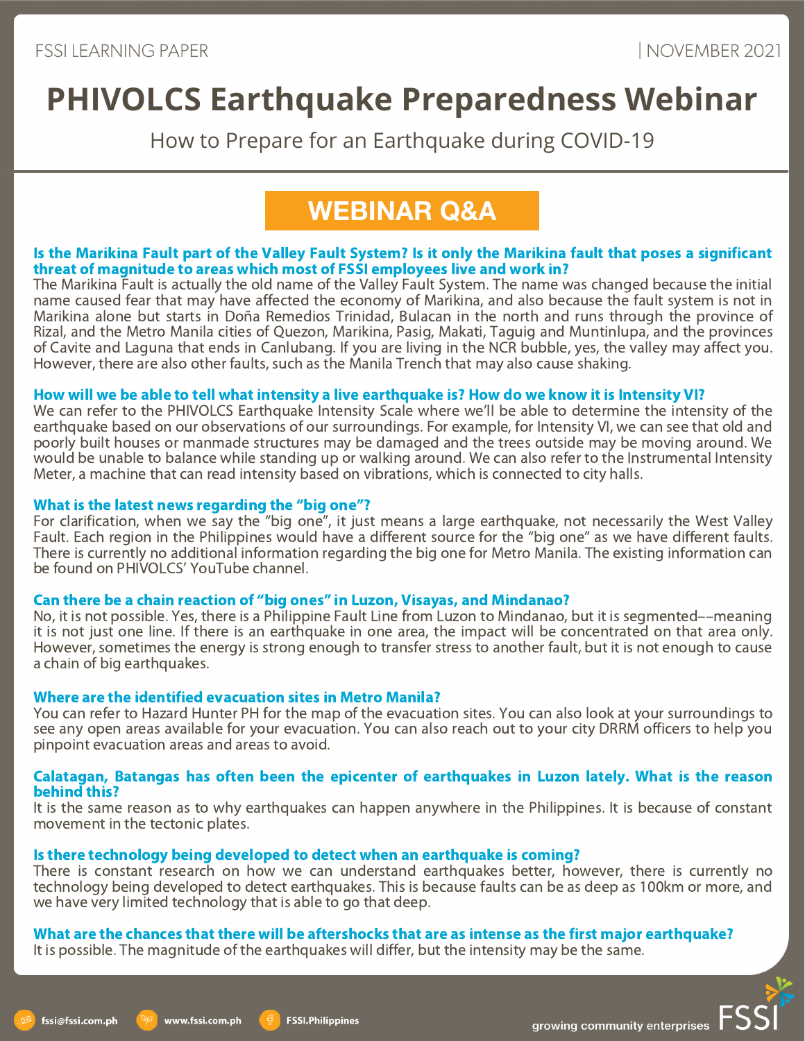# PHIVOLCS Earthquake Preparedness Webinar

How to Prepare for an Earthquake during COVID-19

## WEBINAR Q&A

**Is the Marikina Fault part of the Valley Fault System? Is it only the Marikina fault that poses a significant threat of magnitude to areas which most of FSSI employees live and work in?**

The Marikina Fault is actually the old name of the Valley Fault System. The name was changed because the initial name caused fear that may have affected the economy of Marikina, and also because the fault system is not in Marikina alone but starts in Doña Remedios Trinidad, Bulacan in the north and runs through the province of Rizal, and the Metro Manila cities of Quezon, Marikina, Pasig, Makati, Taguig and Muntinlupa, and the provinces of Cavite and Laguna that ends in Canlubang. If you are living in the NCR bubble, yes, the valley may affect you. However, there are also other faults, such as the Manila Trench that may also cause shaking.

**How will we be able to tell what intensity a live earthquake is? How do we know it is Intensity VI?**

We can refer to the PHIVOLCS Earthquake Intensity Scale where we'll be able to determine the intensity of the earthquake based on our observations of our surroundings. For example, for Intensity VI, we can see that old and poorly built houses or manmade structures may be damaged and the trees outside may be moving around. We would be unable to balance while standing up or walking around. We can also refer to the Instrumental Intensity Meter, a machine that can read intensity based on vibrations, which is connected to city halls.

**What is the latest news regarding the "big one"?**

For clarification, when we say the "big one", it just means a large earthquake, not necessarily the West Valley Fault. Each region in the Philippines would have a different source for the "big one" as we have different faults. There is currently no additional information regarding the big one for Metro Manila. The existing information can be found on PHIVOLCS' YouTube channel.

**Can there be a chain reaction of "big ones" in Luzon, Visayas, and Mindanao?**

No, it is not possible. Yes, there is a Philippine Fault Line from Luzon to Mindanao, but it is segmented––meaning it is not just one line. If there is an earthquake in one area, the impact will be concentrated on that area only. However, sometimes the energy is strong enough to transfer stress to another fault, but it is not enough to cause a chain of big earthquakes.

**Where are the identified evacuation sites in Metro Manila?**

You can refer to Hazard Hunter PH for the map of the evacuation sites. You can also look at your surroundings to see any open areas available for your evacuation. You can also reach out to your city DRRM officers to help you pinpoint evacuation areas and areas to avoid.

**Calatagan, Batangas has often been the epicenter of earthquakes in Luzon lately. What is the reason behind this?**

It is the same reason as to why earthquakes can happen anywhere in the Philippines. It is because of constant movement in the tectonic plates.

**Is there technology being developed to detect when an earthquake is coming?**

There is constant research on how we can understand earthquakes better, however, there is currently no technology being developed to detect earthquakes. This is because faults can be as deep as 100km or more, and we have very limited technology that is able to go that deep.

**What are the chances that there will be aftershocks that are as intense as the first major earthquake?**

It is possible. The magnitude of the earthquakes will differ, but the intensity may be the same.